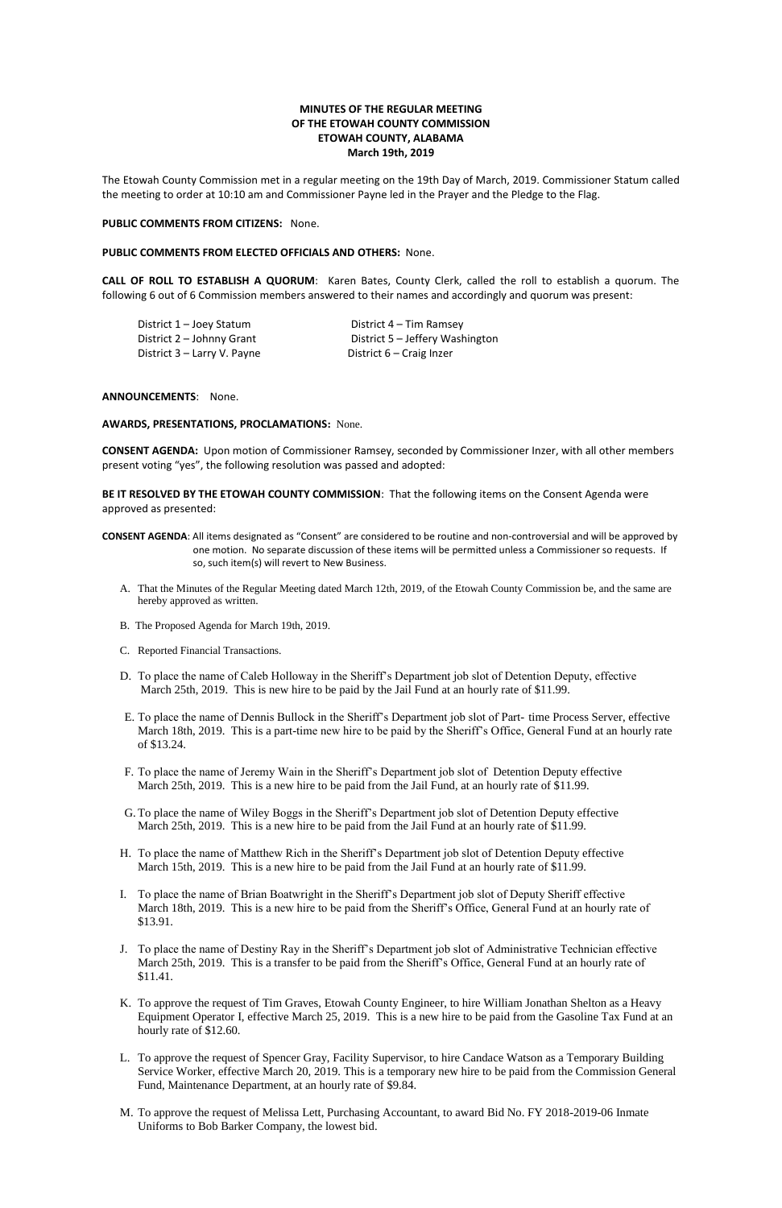**MINUTES OF THE REGULAR MEETING**
**OF THE ETOWAH COUNTY COMMISSION**
**ETOWAH COUNTY, ALABAMA**
**March 19th, 2019**

The Etowah County Commission met in a regular meeting on the 19th Day of March, 2019. Commissioner Statum called the meeting to order at 10:10 am and Commissioner Payne led in the Prayer and the Pledge to the Flag.

**PUBLIC COMMENTS FROM CITIZENS:** None.

**PUBLIC COMMENTS FROM ELECTED OFFICIALS AND OTHERS:** None.

**CALL OF ROLL TO ESTABLISH A QUORUM**: Karen Bates, County Clerk, called the roll to establish a quorum. The following 6 out of 6 Commission members answered to their names and accordingly and quorum was present:

District 1 – Joey Statum
District 2 – Johnny Grant
District 3 – Larry V. Payne
District 4 – Tim Ramsey
District 5 – Jeffery Washington
District 6 – Craig Inzer

**ANNOUNCEMENTS**: None.

**AWARDS, PRESENTATIONS, PROCLAMATIONS:** None.

**CONSENT AGENDA:** Upon motion of Commissioner Ramsey, seconded by Commissioner Inzer, with all other members present voting "yes", the following resolution was passed and adopted:

**BE IT RESOLVED BY THE ETOWAH COUNTY COMMISSION**: That the following items on the Consent Agenda were approved as presented:

**CONSENT AGENDA**: All items designated as "Consent" are considered to be routine and non-controversial and will be approved by one motion. No separate discussion of these items will be permitted unless a Commissioner so requests. If so, such item(s) will revert to New Business.

A. That the Minutes of the Regular Meeting dated March 12th, 2019, of the Etowah County Commission be, and the same are hereby approved as written.

B. The Proposed Agenda for March 19th, 2019.

C. Reported Financial Transactions.

D. To place the name of Caleb Holloway in the Sheriff's Department job slot of Detention Deputy, effective March 25th, 2019. This is new hire to be paid by the Jail Fund at an hourly rate of $11.99.

E. To place the name of Dennis Bullock in the Sheriff's Department job slot of Part- time Process Server, effective March 18th, 2019. This is a part-time new hire to be paid by the Sheriff's Office, General Fund at an hourly rate of $13.24.

F. To place the name of Jeremy Wain in the Sheriff's Department job slot of Detention Deputy effective March 25th, 2019. This is a new hire to be paid from the Jail Fund, at an hourly rate of $11.99.

G. To place the name of Wiley Boggs in the Sheriff's Department job slot of Detention Deputy effective March 25th, 2019. This is a new hire to be paid from the Jail Fund at an hourly rate of $11.99.

H. To place the name of Matthew Rich in the Sheriff's Department job slot of Detention Deputy effective March 15th, 2019. This is a new hire to be paid from the Jail Fund at an hourly rate of $11.99.

I. To place the name of Brian Boatwright in the Sheriff's Department job slot of Deputy Sheriff effective March 18th, 2019. This is a new hire to be paid from the Sheriff's Office, General Fund at an hourly rate of $13.91.

J. To place the name of Destiny Ray in the Sheriff's Department job slot of Administrative Technician effective March 25th, 2019. This is a transfer to be paid from the Sheriff's Office, General Fund at an hourly rate of $11.41.

K. To approve the request of Tim Graves, Etowah County Engineer, to hire William Jonathan Shelton as a Heavy Equipment Operator I, effective March 25, 2019. This is a new hire to be paid from the Gasoline Tax Fund at an hourly rate of $12.60.

L. To approve the request of Spencer Gray, Facility Supervisor, to hire Candace Watson as a Temporary Building Service Worker, effective March 20, 2019. This is a temporary new hire to be paid from the Commission General Fund, Maintenance Department, at an hourly rate of $9.84.

M. To approve the request of Melissa Lett, Purchasing Accountant, to award Bid No. FY 2018-2019-06 Inmate Uniforms to Bob Barker Company, the lowest bid.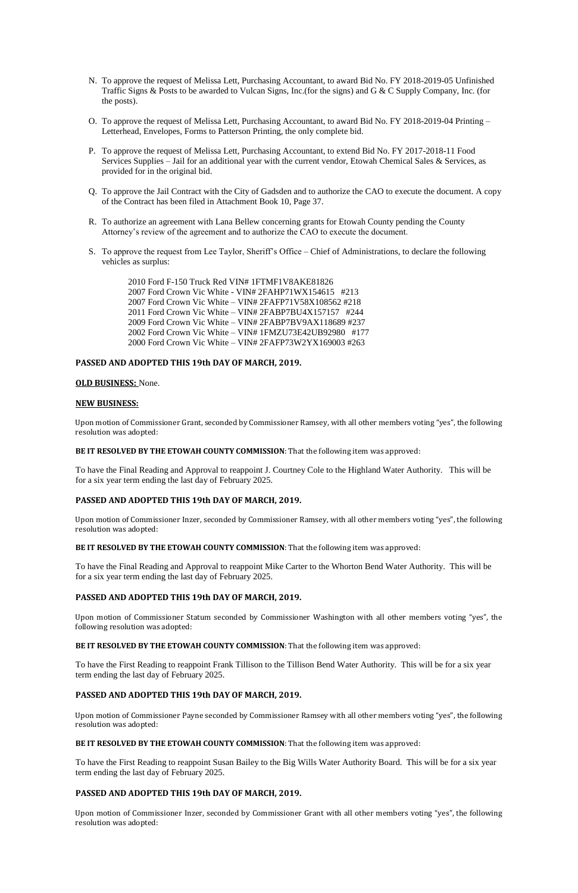N. To approve the request of Melissa Lett, Purchasing Accountant, to award Bid No. FY 2018-2019-05 Unfinished Traffic Signs & Posts to be awarded to Vulcan Signs, Inc.(for the signs) and G & C Supply Company, Inc. (for the posts).

O. To approve the request of Melissa Lett, Purchasing Accountant, to award Bid No. FY 2018-2019-04 Printing – Letterhead, Envelopes, Forms to Patterson Printing, the only complete bid.

P. To approve the request of Melissa Lett, Purchasing Accountant, to extend Bid No. FY 2017-2018-11 Food Services Supplies – Jail for an additional year with the current vendor, Etowah Chemical Sales & Services, as provided for in the original bid.

Q. To approve the Jail Contract with the City of Gadsden and to authorize the CAO to execute the document. A copy of the Contract has been filed in Attachment Book 10, Page 37.

R. To authorize an agreement with Lana Bellew concerning grants for Etowah County pending the County Attorney's review of the agreement and to authorize the CAO to execute the document.

S. To approve the request from Lee Taylor, Sheriff's Office – Chief of Administrations, to declare the following vehicles as surplus:

2010 Ford F-150 Truck Red VIN# 1FTMF1V8AKE81826
2007 Ford Crown Vic White - VIN# 2FAHP71WX154615 #213
2007 Ford Crown Vic White – VIN# 2FAFP71V58X108562 #218
2011 Ford Crown Vic White – VIN# 2FABP7BU4X157157 #244
2009 Ford Crown Vic White – VIN# 2FABP7BV9AX118689 #237
2002 Ford Crown Vic White – VIN# 1FMZU73E42UB92980 #177
2000 Ford Crown Vic White – VIN# 2FAFP73W2YX169003 #263

**PASSED AND ADOPTED THIS 19th DAY OF MARCH, 2019.**

**OLD BUSINESS:** None.

**NEW BUSINESS:**

Upon motion of Commissioner Grant, seconded by Commissioner Ramsey, with all other members voting "yes", the following resolution was adopted:

**BE IT RESOLVED BY THE ETOWAH COUNTY COMMISSION**: That the following item was approved:

To have the Final Reading and Approval to reappoint J. Courtney Cole to the Highland Water Authority. This will be for a six year term ending the last day of February 2025.

**PASSED AND ADOPTED THIS 19th DAY OF MARCH, 2019.**

Upon motion of Commissioner Inzer, seconded by Commissioner Ramsey, with all other members voting "yes", the following resolution was adopted:

**BE IT RESOLVED BY THE ETOWAH COUNTY COMMISSION**: That the following item was approved:

To have the Final Reading and Approval to reappoint Mike Carter to the Whorton Bend Water Authority. This will be for a six year term ending the last day of February 2025.

**PASSED AND ADOPTED THIS 19th DAY OF MARCH, 2019.**

Upon motion of Commissioner Statum seconded by Commissioner Washington with all other members voting "yes", the following resolution was adopted:

**BE IT RESOLVED BY THE ETOWAH COUNTY COMMISSION**: That the following item was approved:

To have the First Reading to reappoint Frank Tillison to the Tillison Bend Water Authority. This will be for a six year term ending the last day of February 2025.

**PASSED AND ADOPTED THIS 19th DAY OF MARCH, 2019.**

Upon motion of Commissioner Payne seconded by Commissioner Ramsey with all other members voting "yes", the following resolution was adopted:

**BE IT RESOLVED BY THE ETOWAH COUNTY COMMISSION**: That the following item was approved:

To have the First Reading to reappoint Susan Bailey to the Big Wills Water Authority Board. This will be for a six year term ending the last day of February 2025.

**PASSED AND ADOPTED THIS 19th DAY OF MARCH, 2019.**

Upon motion of Commissioner Inzer, seconded by Commissioner Grant with all other members voting "yes", the following resolution was adopted: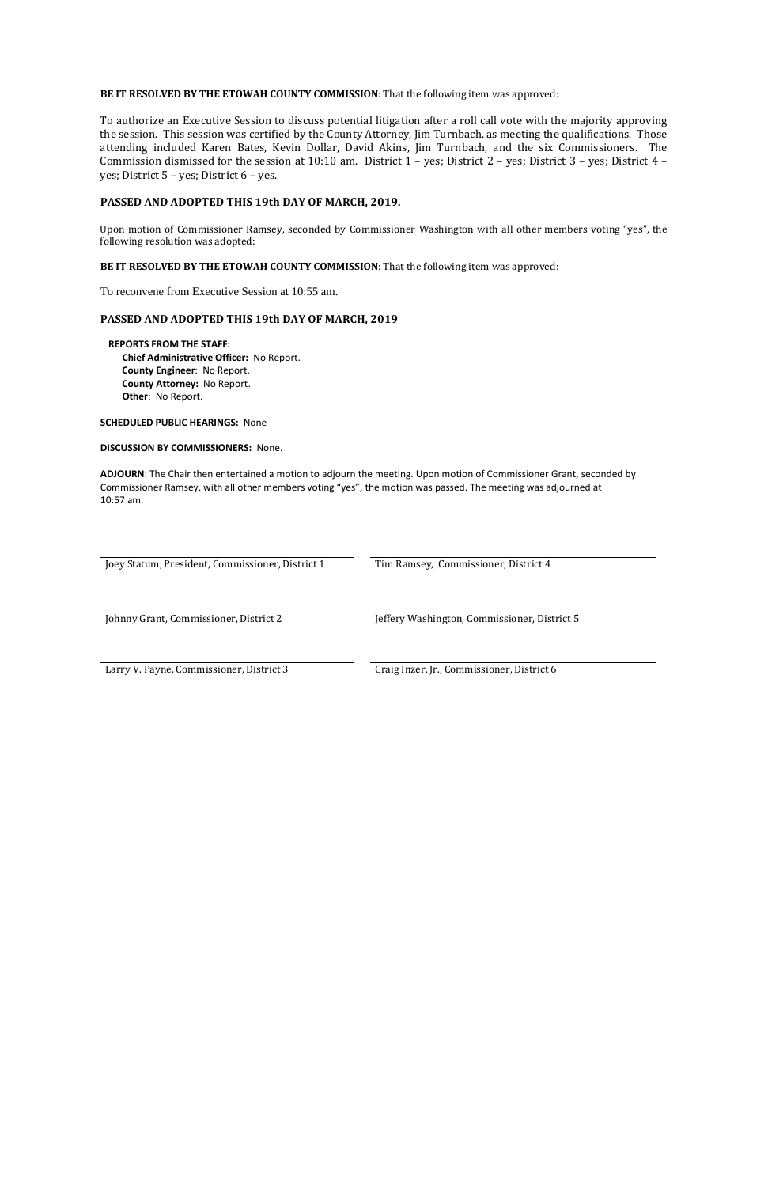**BE IT RESOLVED BY THE ETOWAH COUNTY COMMISSION**: That the following item was approved:

To authorize an Executive Session to discuss potential litigation after a roll call vote with the majority approving the session. This session was certified by the County Attorney, Jim Turnbach, as meeting the qualifications. Those attending included Karen Bates, Kevin Dollar, David Akins, Jim Turnbach, and the six Commissioners. The Commission dismissed for the session at 10:10 am. District 1 – yes; District 2 – yes; District 3 – yes; District 4 – yes; District 5 – yes; District 6 – yes.

**PASSED AND ADOPTED THIS 19th DAY OF MARCH, 2019.**

Upon motion of Commissioner Ramsey, seconded by Commissioner Washington with all other members voting "yes", the following resolution was adopted:

**BE IT RESOLVED BY THE ETOWAH COUNTY COMMISSION**: That the following item was approved:

To reconvene from Executive Session at 10:55 am.

**PASSED AND ADOPTED THIS 19th DAY OF MARCH, 2019**

**REPORTS FROM THE STAFF:**

**Chief Administrative Officer:** No Report.
**County Engineer**: No Report.
**County Attorney:** No Report.
**Other**: No Report.

**SCHEDULED PUBLIC HEARINGS:** None

**DISCUSSION BY COMMISSIONERS:** None.

**ADJOURN**: The Chair then entertained a motion to adjourn the meeting. Upon motion of Commissioner Grant, seconded by Commissioner Ramsey, with all other members voting "yes", the motion was passed. The meeting was adjourned at 10:57 am.

Joey Statum, President, Commissioner, District 1

Tim Ramsey, Commissioner, District 4

Johnny Grant, Commissioner, District 2

Jeffery Washington, Commissioner, District 5

Larry V. Payne, Commissioner, District 3

Craig Inzer, Jr., Commissioner, District 6